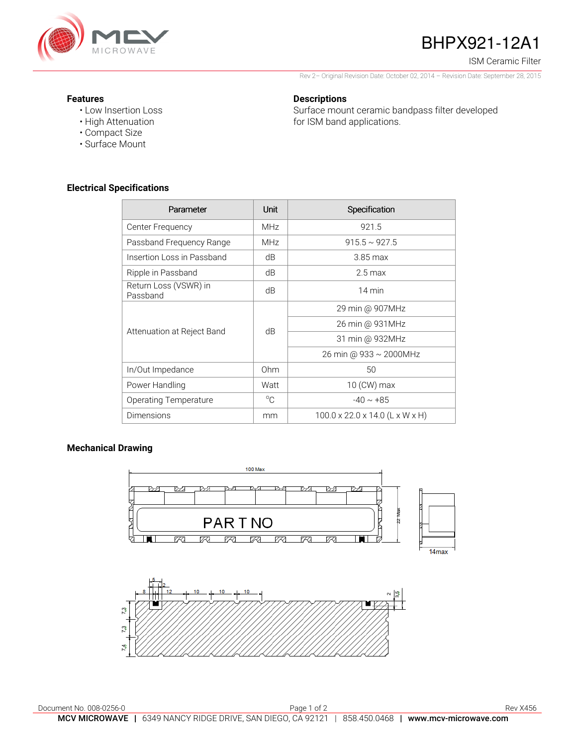# BHPX921-12A1

ISM Ceramic Filter

Rev 2– Original Revision Date: October 02, 2014 – Revision Date: September 28, 2015

### Features

- Low Insertion Loss
- High Attenuation
- Compact Size
- Surface Mount

### Descriptions

Surface mount ceramic bandpass filter developed for ISM band applications.

### Electrical Specifications

| Parameter | Unit | Specification |
|---|---|---|
| Center Frequency | MHz | 921.5 |
| Passband Frequency Range | MHz | 915.5 ~ 927.5 |
| Insertion Loss in Passband | dB | 3.85 max |
| Ripple in Passband | dB | 2.5 max |
| Return Loss (VSWR) in Passband | dB | 14 min |
| Attenuation at Reject Band | dB | 29 min @ 907MHz |
| | | 26 min @ 931MHz |
| | | 31 min @ 932MHz |
| | | 26 min @ 933 ~ 2000MHz |
| In/Out Impedance | Ohm | 50 |
| Power Handling | Watt | 10 (CW) max |
| Operating Temperature | °C | -40 ~ +85 |
| Dimensions | mm | 100.0 x 22.0 x 14.0 (L x W x H) |

### Mechanical Drawing

100 Max

PAR T NO

22 Max

14max

5 2 8 12 10 10 10 2 3.5

7.3 7.3 7.4

Document No. 008-0256-0

Rev X456

**MCV MICROWAVE** | 6349 NANCY RIDGE DRIVE, SAN DIEGO, CA 92121 | 858.450.0468 | **www.mcv-microwave.com**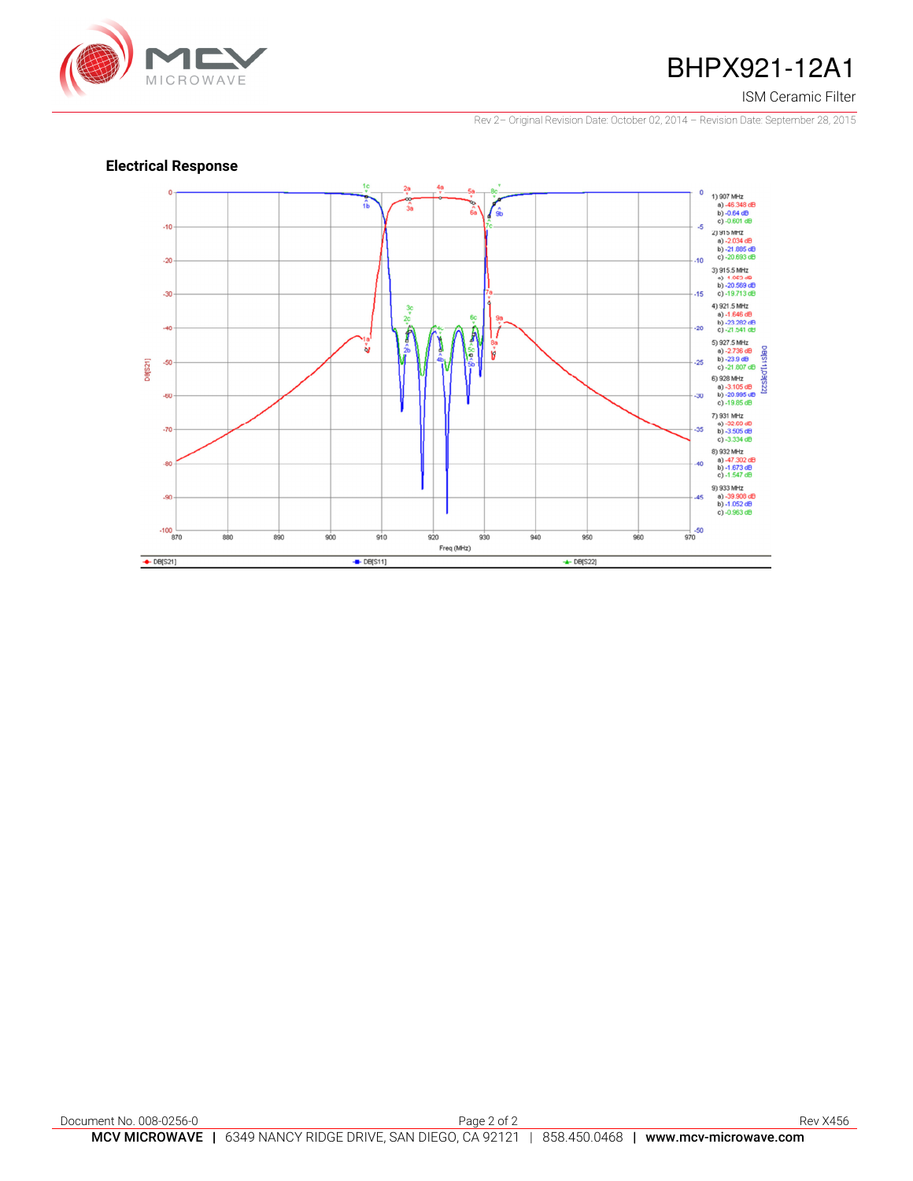## Electrical Response

1) 907 MHz
a) -46.348 dB
b) -0.64 dB
c) -0.601 dB

2) 915 MHz
a) -2.034 dB
b) -21.885 dB
c) -20.693 dB

3) 915.5 MHz
a) -1.943 dB
b) -20.569 dB
c) -19.713 dB

4) 921.5 MHz
a) -1.646 dB
b) -23.282 dB
c) -21.541 dB

5) 927.5 MHz
a) -2.736 dB
b) -23.9 dB
c) -21.807 dB

6) 928 MHz
a) -3.105 dB
b) -20.995 dB
c) -19.85 dB

7) 931 MHz
a) -32.69 dB
b) -3.505 dB
c) -3.334 dB

8) 932 MHz
a) -47.302 dB
b) -1.673 dB
c) -1.547 dB

9) 933 MHz
a) -39.908 dB
b) -1.052 dB
c) -0.963 dB

DB[S21]

DB[S11], DB[S22]

Freq (MHz)

DB[S21] DB[S11] DB[S22]

Document No. 008-0256-0

Rev X456

**MCV MICROWAVE** | 6349 NANCY RIDGE DRIVE, SAN DIEGO, CA 92121 | 858.450.0468 | **www.mcv-microwave.com**